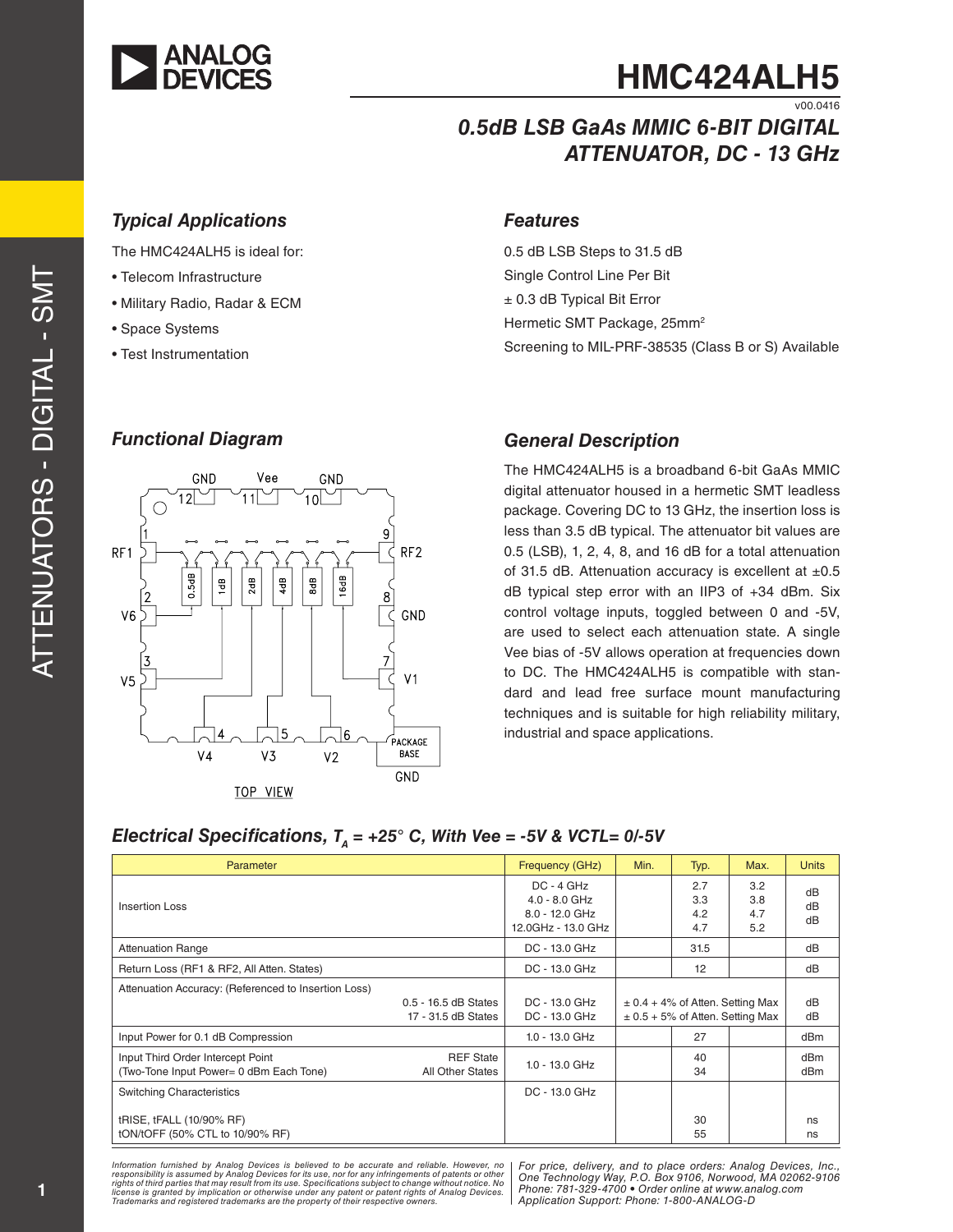# HMC424ALH5

v00.0416

## 0.5dB LSB GaAs MMIC 6-BIT DIGITAL ATTENUATOR, DC - 13 GHz

### Typical Applications

The HMC424ALH5 is ideal for:

- Telecom Infrastructure
- Military Radio, Radar & ECM
- Space Systems
- Test Instrumentation

### Features

0.5 dB LSB Steps to 31.5 dB

Single Control Line Per Bit

± 0.3 dB Typical Bit Error

Hermetic SMT Package, 25mm²

Screening to MIL-PRF-38535 (Class B or S) Available

### Functional Diagram

### General Description

The HMC424ALH5 is a broadband 6-bit GaAs MMIC digital attenuator housed in a hermetic SMT leadless package. Covering DC to 13 GHz, the insertion loss is less than 3.5 dB typical. The attenuator bit values are 0.5 (LSB), 1, 2, 4, 8, and 16 dB for a total attenuation of 31.5 dB. Attenuation accuracy is excellent at ±0.5 dB typical step error with an IIP3 of +34 dBm. Six control voltage inputs, toggled between 0 and -5V, are used to select each attenuation state. A single Vee bias of -5V allows operation at frequencies down to DC. The HMC424ALH5 is compatible with standard and lead free surface mount manufacturing techniques and is suitable for high reliability military, industrial and space applications.

### Electrical Specifications, $T_A$ = +25° C, With Vee = -5V & VCTL= 0/-5V

| Parameter | | Frequency (GHz) | Min. | Typ. | Max. | Units |
|---|---|---|---|---|---|---|
| Insertion Loss | | DC - 4 GHz<br>4.0 - 8.0 GHz<br>8.0 - 12.0 GHz<br>12.0GHz - 13.0 GHz | | 2.7<br>3.3<br>4.2<br>4.7 | 3.2<br>3.8<br>4.7<br>5.2 | dB<br>dB<br>dB |
| Attenuation Range | | DC - 13.0 GHz | | 31.5 | | dB |
| Return Loss (RF1 & RF2, All Atten. States) | | DC - 13.0 GHz | | 12 | | dB |
| Attenuation Accuracy: (Referenced to Insertion Loss) | 0.5 - 16.5 dB States<br>17 - 31.5 dB States | DC - 13.0 GHz<br>DC - 13.0 GHz | ± 0.4 + 4% of Atten. Setting Max<br>± 0.5 + 5% of Atten. Setting Max | | | dB<br>dB |
| Input Power for 0.1 dB Compression | | 1.0 - 13.0 GHz | | 27 | | dBm |
| Input Third Order Intercept Point<br>(Two-Tone Input Power= 0 dBm Each Tone) | REF State<br>All Other States | 1.0 - 13.0 GHz | | 40<br>34 | | dBm<br>dBm |
| Switching Characteristics | | DC - 13.0 GHz | | | | |
| tRISE, tFALL (10/90% RF)<br>tON/tOFF (50% CTL to 10/90% RF) | | | | 30<br>55 | | ns<br>ns |

Information furnished by Analog Devices is believed to be accurate and reliable. However, no responsibility is assumed by Analog Devices for its use, nor for any infringements of patents or other rights of third parties that may result from its use. Specifications subject to change without notice. No license is granted by implication or otherwise under any patent or patent rights of Analog Devices. Trademarks and registered trademarks are the property of their respective owners.

For price, delivery, and to place orders: Analog Devices, Inc., One Technology Way, P.O. Box 9106, Norwood, MA 02062-9106 Phone: 781-329-4700 • Order online at www.analog.com Application Support: Phone: 1-800-ANALOG-D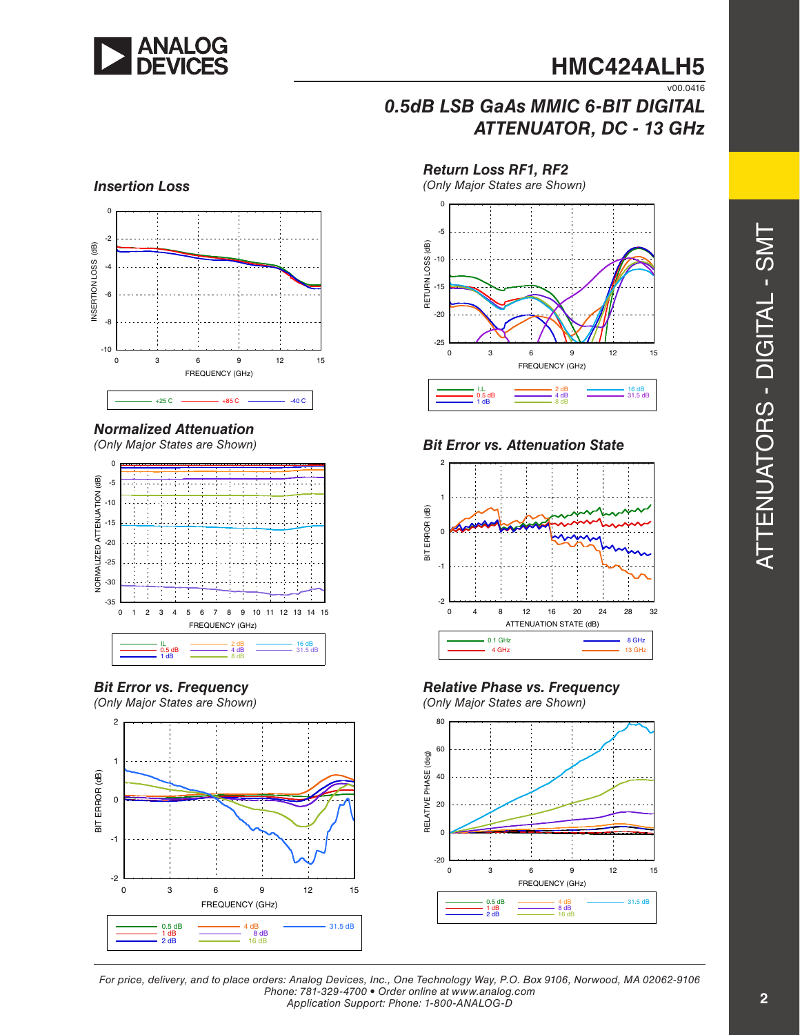## Insertion Loss

## Return Loss RF1, RF2

*(Only Major States are Shown)*

## Normalized Attenuation

*(Only Major States are Shown)*

## Bit Error vs. Attenuation State

## Bit Error vs. Frequency

*(Only Major States are Shown)*

## Relative Phase vs. Frequency

*(Only Major States are Shown)*

For price, delivery, and to place orders: Analog Devices, Inc., One Technology Way, P.O. Box 9106, Norwood, MA 02062-9106
Phone: 781-329-4700 • Order online at www.analog.com
Application Support: Phone: 1-800-ANALOG-D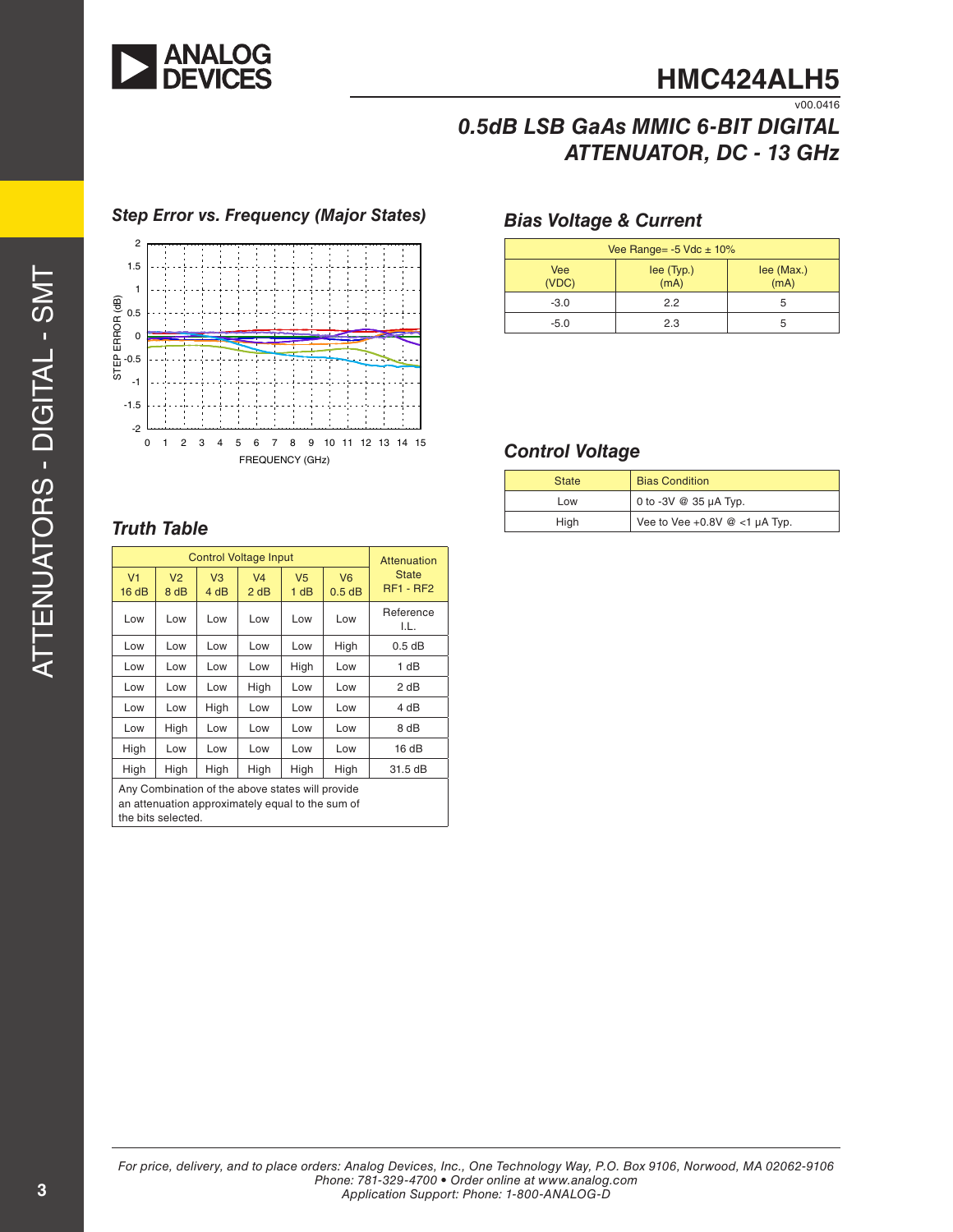# HMC424ALH5

v00.0416

## 0.5dB LSB GaAs MMIC 6-BIT DIGITAL ATTENUATOR, DC - 13 GHz

### Step Error vs. Frequency (Major States)

### Bias Voltage & Current

| Vee Range= -5 Vdc ± 10% | | |
|---|---|---|
| Vee (VDC) | Iee (Typ.) (mA) | Iee (Max.) (mA) |
| -3.0 | 2.2 | 5 |
| -5.0 | 2.3 | 5 |

### Control Voltage

| State | Bias Condition |
|---|---|
| Low | 0 to -3V @ 35 µA Typ. |
| High | Vee to Vee +0.8V @ <1 µA Typ. |

### Truth Table

| Control Voltage Input | | | | | | Attenuation State RF1 - RF2 |
|---|---|---|---|---|---|---|
| V1 16 dB | V2 8 dB | V3 4 dB | V4 2 dB | V5 1 dB | V6 0.5 dB | |
| Low | Low | Low | Low | Low | Low | Reference I.L. |
| Low | Low | Low | Low | Low | High | 0.5 dB |
| Low | Low | Low | Low | High | Low | 1 dB |
| Low | Low | Low | High | Low | Low | 2 dB |
| Low | Low | High | Low | Low | Low | 4 dB |
| Low | High | Low | Low | Low | Low | 8 dB |
| High | Low | Low | Low | Low | Low | 16 dB |
| High | High | High | High | High | High | 31.5 dB |

Any Combination of the above states will provide an attenuation approximately equal to the sum of the bits selected.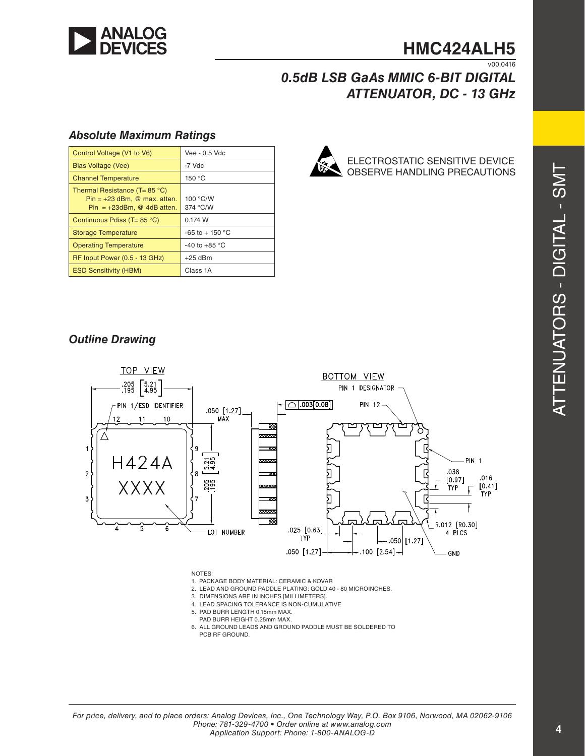# HMC424ALH5

v00.0416

## 0.5dB LSB GaAs MMIC 6-BIT DIGITAL ATTENUATOR, DC - 13 GHz

### Absolute Maximum Ratings

| | |
|---|---|
| Control Voltage (V1 to V6) | Vee - 0.5 Vdc |
| Bias Voltage (Vee) | -7 Vdc |
| Channel Temperature | 150 °C |
| Thermal Resistance (T= 85 °C)<br>Pin = +23 dBm, @ max. atten.<br>Pin = +23dBm, @ 4dB atten. | <br>100 °C/W<br>374 °C/W |
| Continuous Pdiss (T= 85 °C) | 0.174 W |
| Storage Temperature | -65 to + 150 °C |
| Operating Temperature | -40 to +85 °C |
| RF Input Power (0.5 - 13 GHz) | +25 dBm |
| ESD Sensitivity (HBM) | Class 1A |

ELECTROSTATIC SENSITIVE DEVICE
OBSERVE HANDLING PRECAUTIONS

### Outline Drawing

TOP VIEW

BOTTOM VIEW

NOTES:
1. PACKAGE BODY MATERIAL: CERAMIC & KOVAR
2. LEAD AND GROUND PADDLE PLATING: GOLD 40 - 80 MICROINCHES.
3. DIMENSIONS ARE IN INCHES [MILLIMETERS].
4. LEAD SPACING TOLERANCE IS NON-CUMULATIVE
5. PAD BURR LENGTH 0.15mm MAX.
   PAD BURR HEIGHT 0.25mm MAX.
6. ALL GROUND LEADS AND GROUND PADDLE MUST BE SOLDERED TO PCB RF GROUND.

For price, delivery, and to place orders: Analog Devices, Inc., One Technology Way, P.O. Box 9106, Norwood, MA 02062-9106
Phone: 781-329-4700 • Order online at www.analog.com
Application Support: Phone: 1-800-ANALOG-D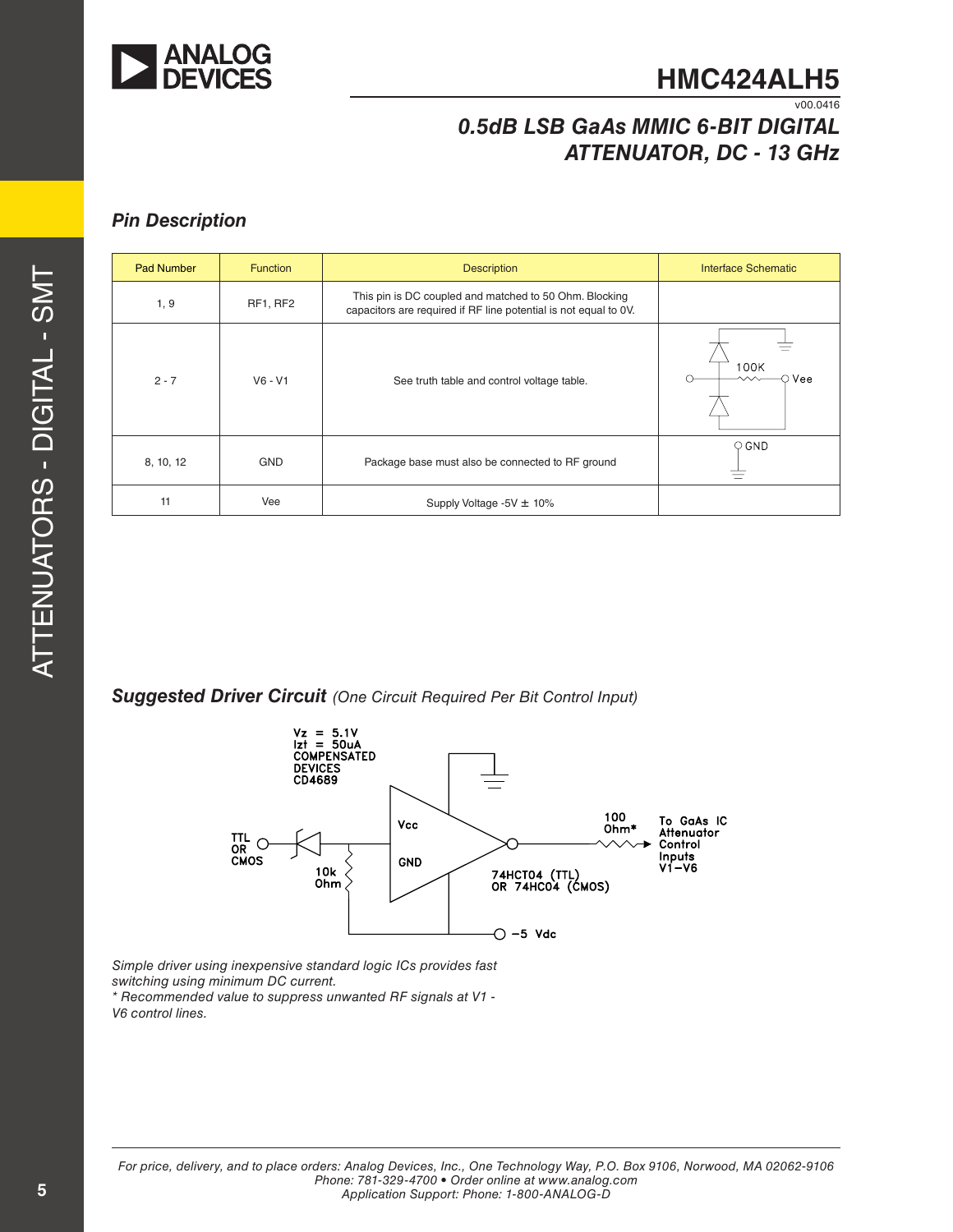## Pin Description

| Pad Number | Function | Description | Interface Schematic |
|---|---|---|---|
| 1, 9 | RF1, RF2 | This pin is DC coupled and matched to 50 Ohm. Blocking capacitors are required if RF line potential is not equal to 0V. | |
| 2 - 7 | V6 - V1 | See truth table and control voltage table. | |
| 8, 10, 12 | GND | Package base must also be connected to RF ground | |
| 11 | Vee | Supply Voltage -5V ± 10% | |

## Suggested Driver Circuit *(One Circuit Required Per Bit Control Input)*

*Simple driver using inexpensive standard logic ICs provides fast switching using minimum DC current.*
*\* Recommended value to suppress unwanted RF signals at V1 - V6 control lines.*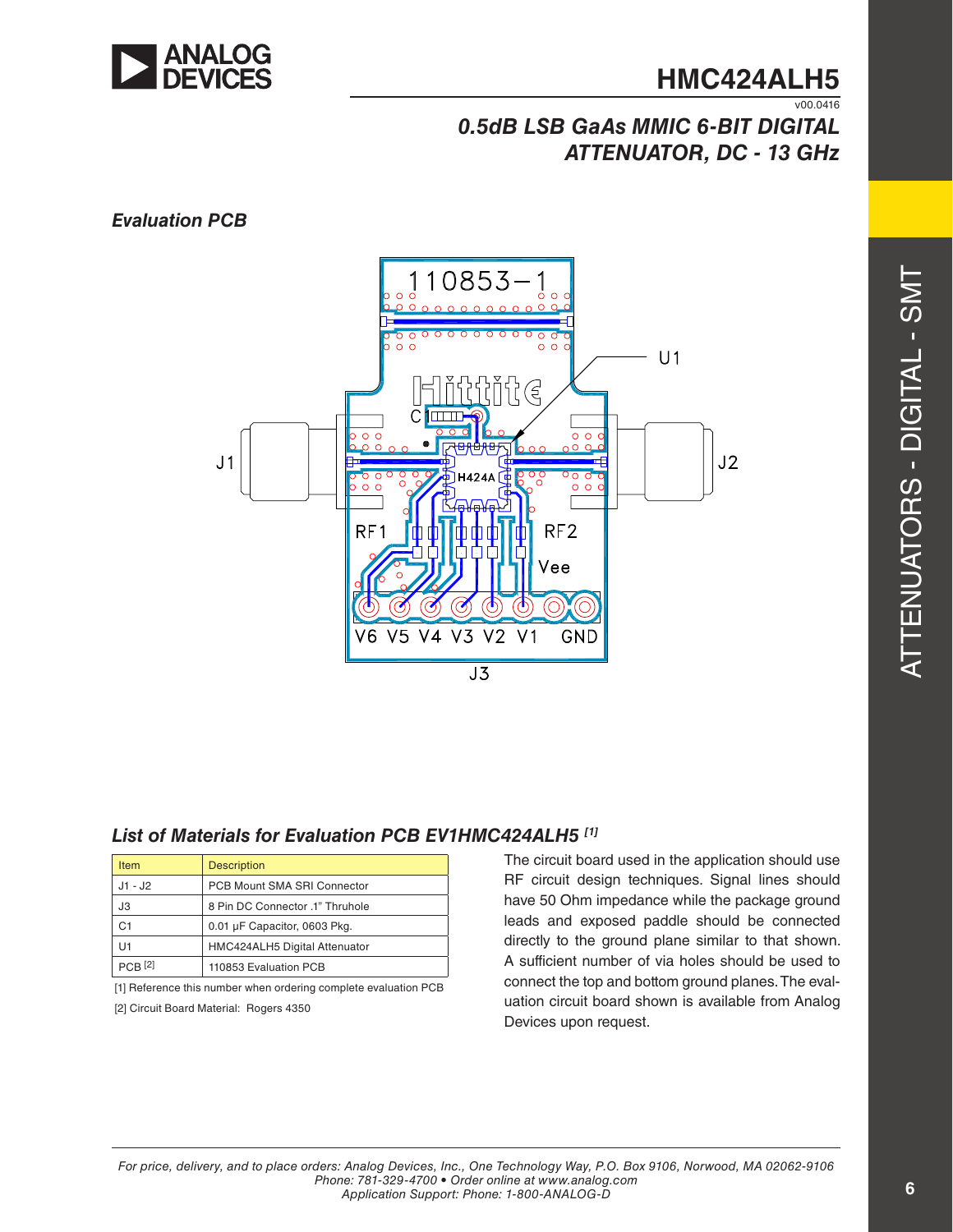## Evaluation PCB

110853-1

U1

J1

J2

C1

H424A

RF1

RF2

Vee

V6 V5 V4 V3 V2 V1 GND

J3

## List of Materials for Evaluation PCB EV1HMC424ALH5 [1]

| Item | Description |
|---|---|
| J1 - J2 | PCB Mount SMA SRI Connector |
| J3 | 8 Pin DC Connector .1" Thruhole |
| C1 | 0.01 µF Capacitor, 0603 Pkg. |
| U1 | HMC424ALH5 Digital Attenuator |
| PCB [2] | 110853 Evaluation PCB |

[1] Reference this number when ordering complete evaluation PCB

[2] Circuit Board Material: Rogers 4350

The circuit board used in the application should use RF circuit design techniques. Signal lines should have 50 Ohm impedance while the package ground leads and exposed paddle should be connected directly to the ground plane similar to that shown. A sufficient number of via holes should be used to connect the top and bottom ground planes. The evaluation circuit board shown is available from Analog Devices upon request.